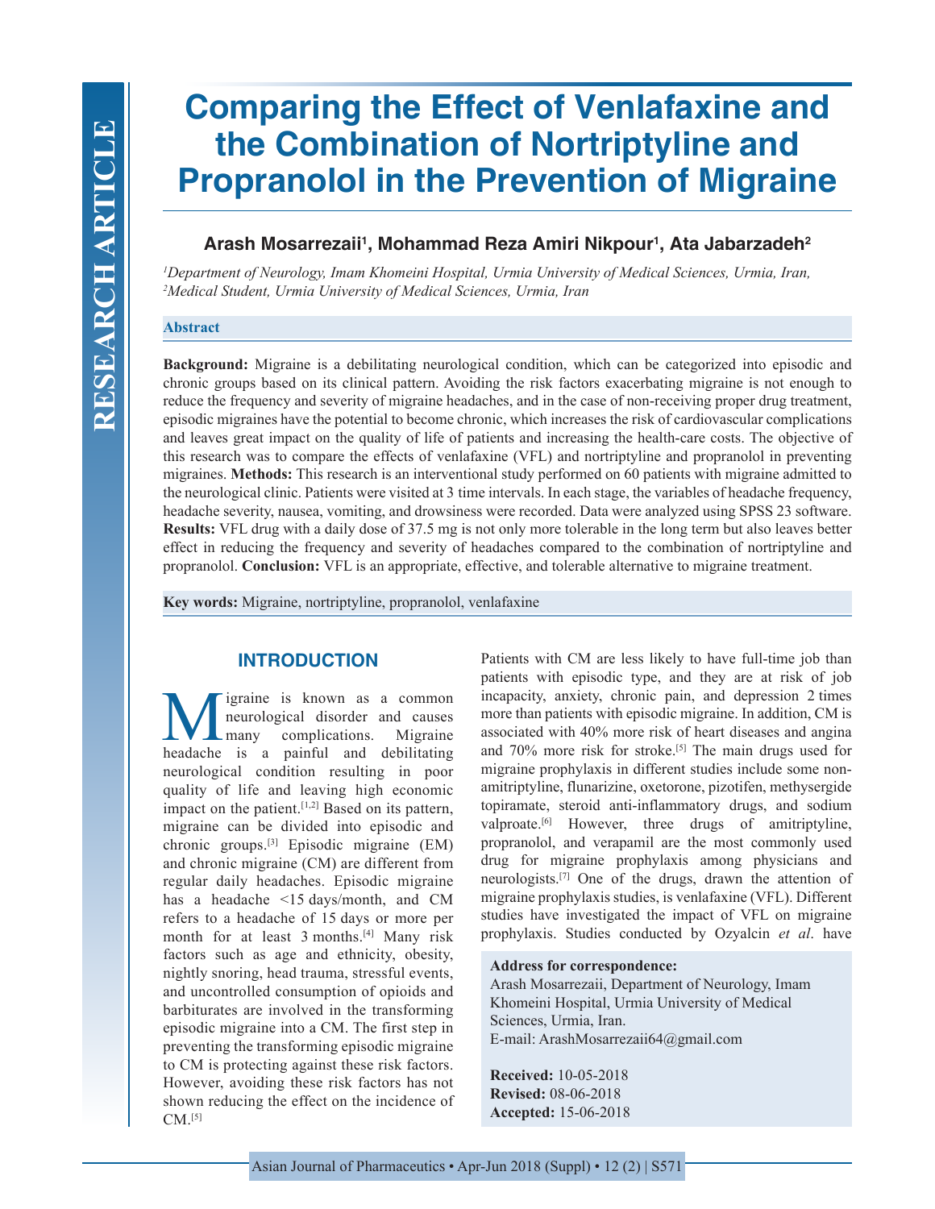# Comparing the Effect of Venlafaxine and the Combination of Nortriptyline and Propranolol in the Prevention of Migraine

**Arash Mosarrezaii[1], Mohammad Reza Amiri Nikpour[1], Ata Jabarzadeh[2]**

*[1]Department of Neurology, Imam Khomeini Hospital, Urmia University of Medical Sciences, Urmia, Iran, [2]Medical Student, Urmia University of Medical Sciences, Urmia, Iran*

## Abstract

**Background:** Migraine is a debilitating neurological condition, which can be categorized into episodic and chronic groups based on its clinical pattern. Avoiding the risk factors exacerbating migraine is not enough to reduce the frequency and severity of migraine headaches, and in the case of non-receiving proper drug treatment, episodic migraines have the potential to become chronic, which increases the risk of cardiovascular complications and leaves great impact on the quality of life of patients and increasing the health-care costs. The objective of this research was to compare the effects of venlafaxine (VFL) and nortriptyline and propranolol in preventing migraines. **Methods:** This research is an interventional study performed on 60 patients with migraine admitted to the neurological clinic. Patients were visited at 3 time intervals. In each stage, the variables of headache frequency, headache severity, nausea, vomiting, and drowsiness were recorded. Data were analyzed using SPSS 23 software. **Results:** VFL drug with a daily dose of 37.5 mg is not only more tolerable in the long term but also leaves better effect in reducing the frequency and severity of headaches compared to the combination of nortriptyline and propranolol. **Conclusion:** VFL is an appropriate, effective, and tolerable alternative to migraine treatment.

**Key words:** Migraine, nortriptyline, propranolol, venlafaxine

## INTRODUCTION

Migraine is known as a common neurological disorder and causes many complications. Migraine headache is a painful and debilitating neurological condition resulting in poor quality of life and leaving high economic impact on the patient.[1,2] Based on its pattern, migraine can be divided into episodic and chronic groups.[3] Episodic migraine (EM) and chronic migraine (CM) are different from regular daily headaches. Episodic migraine has a headache <15 days/month, and CM refers to a headache of 15 days or more per month for at least 3 months.[4] Many risk factors such as age and ethnicity, obesity, nightly snoring, head trauma, stressful events, and uncontrolled consumption of opioids and barbiturates are involved in the transforming episodic migraine into a CM. The first step in preventing the transforming episodic migraine to CM is protecting against these risk factors. However, avoiding these risk factors has not shown reducing the effect on the incidence of CM.[5]

Patients with CM are less likely to have full-time job than patients with episodic type, and they are at risk of job incapacity, anxiety, chronic pain, and depression 2 times more than patients with episodic migraine. In addition, CM is associated with 40% more risk of heart diseases and angina and 70% more risk for stroke.[5] The main drugs used for migraine prophylaxis in different studies include some non-amitriptyline, flunarizine, oxetorone, pizotifen, methysergide topiramate, steroid anti-inflammatory drugs, and sodium valproate.[6] However, three drugs of amitriptyline, propranolol, and verapamil are the most commonly used drug for migraine prophylaxis among physicians and neurologists.[7] One of the drugs, drawn the attention of migraine prophylaxis studies, is venlafaxine (VFL). Different studies have investigated the impact of VFL on migraine prophylaxis. Studies conducted by Ozyalcin *et al*. have

**Address for correspondence:**
Arash Mosarrezaii, Department of Neurology, Imam Khomeini Hospital, Urmia University of Medical Sciences, Urmia, Iran.
E-mail: ArashMosarrezaii64@gmail.com

**Received:** 10-05-2018
**Revised:** 08-06-2018
**Accepted:** 15-06-2018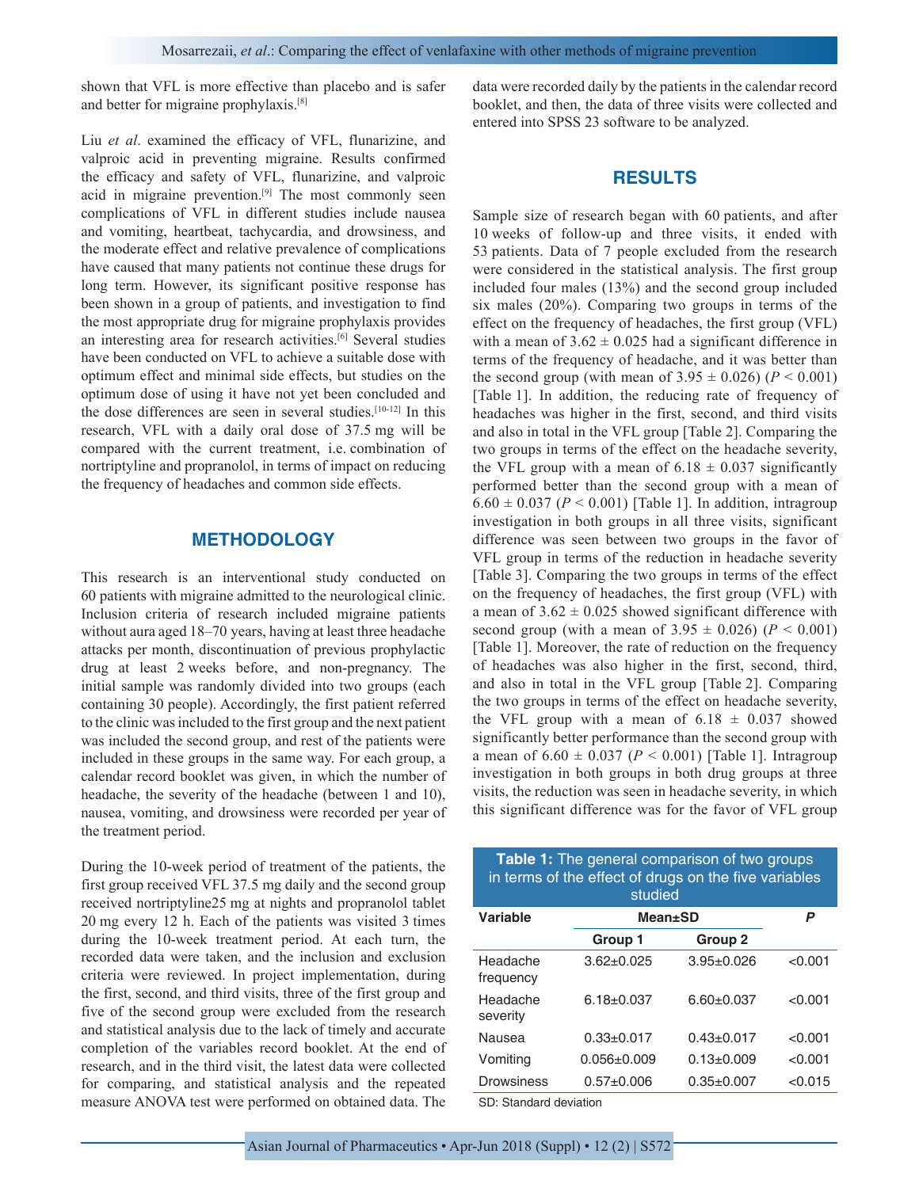shown that VFL is more effective than placebo and is safer and better for migraine prophylaxis.[8]

Liu *et al*. examined the efficacy of VFL, flunarizine, and valproic acid in preventing migraine. Results confirmed the efficacy and safety of VFL, flunarizine, and valproic acid in migraine prevention.[9] The most commonly seen complications of VFL in different studies include nausea and vomiting, heartbeat, tachycardia, and drowsiness, and the moderate effect and relative prevalence of complications have caused that many patients not continue these drugs for long term. However, its significant positive response has been shown in a group of patients, and investigation to find the most appropriate drug for migraine prophylaxis provides an interesting area for research activities.[6] Several studies have been conducted on VFL to achieve a suitable dose with optimum effect and minimal side effects, but studies on the optimum dose of using it have not yet been concluded and the dose differences are seen in several studies.[10-12] In this research, VFL with a daily oral dose of 37.5 mg will be compared with the current treatment, i.e. combination of nortriptyline and propranolol, in terms of impact on reducing the frequency of headaches and common side effects.

## METHODOLOGY

This research is an interventional study conducted on 60 patients with migraine admitted to the neurological clinic. Inclusion criteria of research included migraine patients without aura aged 18–70 years, having at least three headache attacks per month, discontinuation of previous prophylactic drug at least 2 weeks before, and non-pregnancy. The initial sample was randomly divided into two groups (each containing 30 people). Accordingly, the first patient referred to the clinic was included to the first group and the next patient was included the second group, and rest of the patients were included in these groups in the same way. For each group, a calendar record booklet was given, in which the number of headache, the severity of the headache (between 1 and 10), nausea, vomiting, and drowsiness were recorded per year of the treatment period.

During the 10-week period of treatment of the patients, the first group received VFL 37.5 mg daily and the second group received nortriptyline25 mg at nights and propranolol tablet 20 mg every 12 h. Each of the patients was visited 3 times during the 10-week treatment period. At each turn, the recorded data were taken, and the inclusion and exclusion criteria were reviewed. In project implementation, during the first, second, and third visits, three of the first group and five of the second group were excluded from the research and statistical analysis due to the lack of timely and accurate completion of the variables record booklet. At the end of research, and in the third visit, the latest data were collected for comparing, and statistical analysis and the repeated measure ANOVA test were performed on obtained data. The data were recorded daily by the patients in the calendar record booklet, and then, the data of three visits were collected and entered into SPSS 23 software to be analyzed.

## RESULTS

Sample size of research began with 60 patients, and after 10 weeks of follow-up and three visits, it ended with 53 patients. Data of 7 people excluded from the research were considered in the statistical analysis. The first group included four males (13%) and the second group included six males (20%). Comparing two groups in terms of the effect on the frequency of headaches, the first group (VFL) with a mean of 3.62 ± 0.025 had a significant difference in terms of the frequency of headache, and it was better than the second group (with mean of 3.95 ± 0.026) ($P < 0.001$) [Table 1]. In addition, the reducing rate of frequency of headaches was higher in the first, second, and third visits and also in total in the VFL group [Table 2]. Comparing the two groups in terms of the effect on the headache severity, the VFL group with a mean of 6.18 ± 0.037 significantly performed better than the second group with a mean of 6.60 ± 0.037 ($P < 0.001$) [Table 1]. In addition, intragroup investigation in both groups in all three visits, significant difference was seen between two groups in the favor of VFL group in terms of the reduction in headache severity [Table 3]. Comparing the two groups in terms of the effect on the frequency of headaches, the first group (VFL) with a mean of 3.62 ± 0.025 showed significant difference with second group (with a mean of 3.95 ± 0.026) ($P < 0.001$) [Table 1]. Moreover, the rate of reduction on the frequency of headaches was also higher in the first, second, third, and also in total in the VFL group [Table 2]. Comparing the two groups in terms of the effect on headache severity, the VFL group with a mean of 6.18 ± 0.037 showed significantly better performance than the second group with a mean of 6.60 ± 0.037 ($P < 0.001$) [Table 1]. Intragroup investigation in both groups in both drug groups at three visits, the reduction was seen in headache severity, in which this significant difference was for the favor of VFL group

**Table 1:** The general comparison of two groups in terms of the effect of drugs on the five variables studied

| Variable | Mean±SD | | *P* |
|---|---|---|---|
| | Group 1 | Group 2 | |
| Headache frequency | 3.62±0.025 | 3.95±0.026 | <0.001 |
| Headache severity | 6.18±0.037 | 6.60±0.037 | <0.001 |
| Nausea | 0.33±0.017 | 0.43±0.017 | <0.001 |
| Vomiting | 0.056±0.009 | 0.13±0.009 | <0.001 |
| Drowsiness | 0.57±0.006 | 0.35±0.007 | <0.015 |

SD: Standard deviation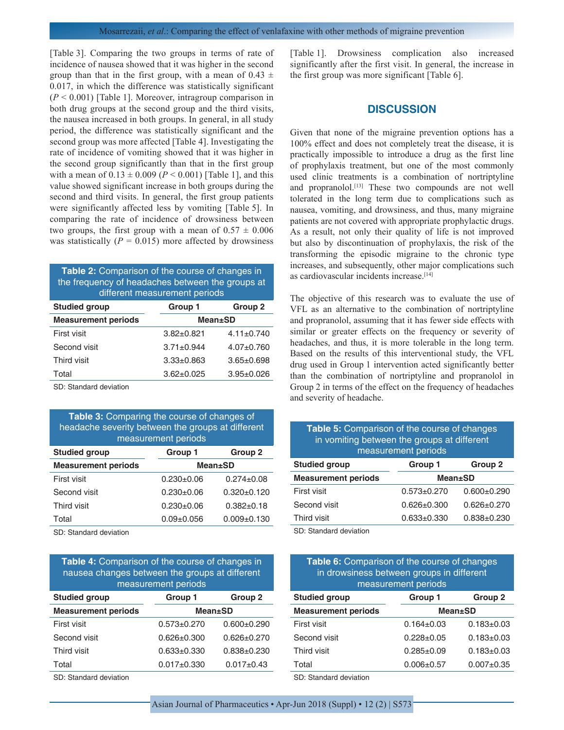[Table 3]. Comparing the two groups in terms of rate of incidence of nausea showed that it was higher in the second group than that in the first group, with a mean of 0.43 ± 0.017, in which the difference was statistically significant ($P < 0.001$) [Table 1]. Moreover, intragroup comparison in both drug groups at the second group and the third visits, the nausea increased in both groups. In general, in all study period, the difference was statistically significant and the second group was more affected [Table 4]. Investigating the rate of incidence of vomiting showed that it was higher in the second group significantly than that in the first group with a mean of 0.13 ± 0.009 ($P < 0.001$) [Table 1], and this value showed significant increase in both groups during the second and third visits. In general, the first group patients were significantly affected less by vomiting [Table 5]. In comparing the rate of incidence of drowsiness between two groups, the first group with a mean of 0.57 ± 0.006 was statistically ($P = 0.015$) more affected by drowsiness [Table 1]. Drowsiness complication also increased significantly after the first visit. In general, the increase in the first group was more significant [Table 6].

**Table 2:** Comparison of the course of changes in the frequency of headaches between the groups at different measurement periods

| Studied group | Group 1 | Group 2 |
|---|---|---|
| Measurement periods | Mean±SD | |
| First visit | 3.82±0.821 | 4.11±0.740 |
| Second visit | 3.71±0.944 | 4.07±0.760 |
| Third visit | 3.33±0.863 | 3.65±0.698 |
| Total | 3.62±0.025 | 3.95±0.026 |

SD: Standard deviation

**Table 3:** Comparing the course of changes of headache severity between the groups at different measurement periods

| Studied group | Group 1 | Group 2 |
|---|---|---|
| Measurement periods | Mean±SD | |
| First visit | 0.230±0.06 | 0.274±0.08 |
| Second visit | 0.230±0.06 | 0.320±0.120 |
| Third visit | 0.230±0.06 | 0.382±0.18 |
| Total | 0.09±0.056 | 0.009±0.130 |

SD: Standard deviation

**Table 4:** Comparison of the course of changes in nausea changes between the groups at different measurement periods

| Studied group | Group 1 | Group 2 |
|---|---|---|
| Measurement periods | Mean±SD | |
| First visit | 0.573±0.270 | 0.600±0.290 |
| Second visit | 0.626±0.300 | 0.626±0.270 |
| Third visit | 0.633±0.330 | 0.838±0.230 |
| Total | 0.017±0.330 | 0.017±0.43 |

SD: Standard deviation

## DISCUSSION

Given that none of the migraine prevention options has a 100% effect and does not completely treat the disease, it is practically impossible to introduce a drug as the first line of prophylaxis treatment, but one of the most commonly used clinic treatments is a combination of nortriptyline and propranolol.[13] These two compounds are not well tolerated in the long term due to complications such as nausea, vomiting, and drowsiness, and thus, many migraine patients are not covered with appropriate prophylactic drugs. As a result, not only their quality of life is not improved but also by discontinuation of prophylaxis, the risk of the transforming the episodic migraine to the chronic type increases, and subsequently, other major complications such as cardiovascular incidents increase.[14]

The objective of this research was to evaluate the use of VFL as an alternative to the combination of nortriptyline and propranolol, assuming that it has fewer side effects with similar or greater effects on the frequency or severity of headaches, and thus, it is more tolerable in the long term. Based on the results of this interventional study, the VFL drug used in Group 1 intervention acted significantly better than the combination of nortriptyline and propranolol in Group 2 in terms of the effect on the frequency of headaches and severity of headache.

**Table 5:** Comparison of the course of changes in vomiting between the groups at different measurement periods

| Studied group | Group 1 | Group 2 |
|---|---|---|
| Measurement periods | Mean±SD | |
| First visit | 0.573±0.270 | 0.600±0.290 |
| Second visit | 0.626±0.300 | 0.626±0.270 |
| Third visit | 0.633±0.330 | 0.838±0.230 |

SD: Standard deviation

**Table 6:** Comparison of the course of changes in drowsiness between groups in different measurement periods

| Studied group | Group 1 | Group 2 |
|---|---|---|
| Measurement periods | Mean±SD | |
| First visit | 0.164±0.03 | 0.183±0.03 |
| Second visit | 0.228±0.05 | 0.183±0.03 |
| Third visit | 0.285±0.09 | 0.183±0.03 |
| Total | 0.006±0.57 | 0.007±0.35 |

SD: Standard deviation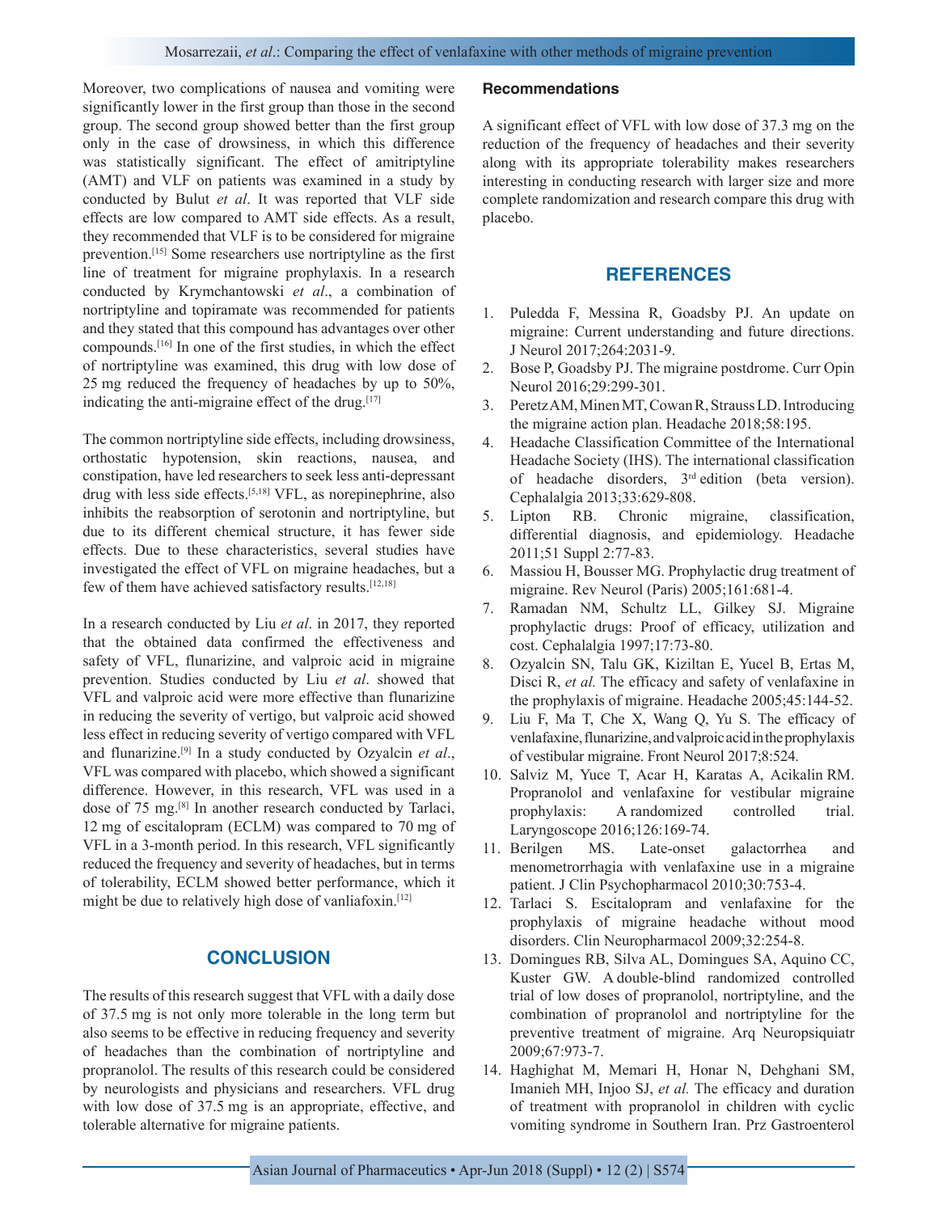Moreover, two complications of nausea and vomiting were significantly lower in the first group than those in the second group. The second group showed better than the first group only in the case of drowsiness, in which this difference was statistically significant. The effect of amitriptyline (AMT) and VLF on patients was examined in a study by conducted by Bulut *et al*. It was reported that VLF side effects are low compared to AMT side effects. As a result, they recommended that VLF is to be considered for migraine prevention.[15] Some researchers use nortriptyline as the first line of treatment for migraine prophylaxis. In a research conducted by Krymchantowski *et al*., a combination of nortriptyline and topiramate was recommended for patients and they stated that this compound has advantages over other compounds.[16] In one of the first studies, in which the effect of nortriptyline was examined, this drug with low dose of 25 mg reduced the frequency of headaches by up to 50%, indicating the anti-migraine effect of the drug.[17]

The common nortriptyline side effects, including drowsiness, orthostatic hypotension, skin reactions, nausea, and constipation, have led researchers to seek less anti-depressant drug with less side effects.[5,18] VFL, as norepinephrine, also inhibits the reabsorption of serotonin and nortriptyline, but due to its different chemical structure, it has fewer side effects. Due to these characteristics, several studies have investigated the effect of VFL on migraine headaches, but a few of them have achieved satisfactory results.[12,18]

In a research conducted by Liu *et al*. in 2017, they reported that the obtained data confirmed the effectiveness and safety of VFL, flunarizine, and valproic acid in migraine prevention. Studies conducted by Liu *et al*. showed that VFL and valproic acid were more effective than flunarizine in reducing the severity of vertigo, but valproic acid showed less effect in reducing severity of vertigo compared with VFL and flunarizine.[9] In a study conducted by Ozyalcin *et al*., VFL was compared with placebo, which showed a significant difference. However, in this research, VFL was used in a dose of 75 mg.[8] In another research conducted by Tarlaci, 12 mg of escitalopram (ECLM) was compared to 70 mg of VFL in a 3-month period. In this research, VFL significantly reduced the frequency and severity of headaches, but in terms of tolerability, ECLM showed better performance, which it might be due to relatively high dose of vanliafoxin.[12]

## CONCLUSION

The results of this research suggest that VFL with a daily dose of 37.5 mg is not only more tolerable in the long term but also seems to be effective in reducing frequency and severity of headaches than the combination of nortriptyline and propranolol. The results of this research could be considered by neurologists and physicians and researchers. VFL drug with low dose of 37.5 mg is an appropriate, effective, and tolerable alternative for migraine patients.

### Recommendations

A significant effect of VFL with low dose of 37.3 mg on the reduction of the frequency of headaches and their severity along with its appropriate tolerability makes researchers interesting in conducting research with larger size and more complete randomization and research compare this drug with placebo.

## REFERENCES

1. Puledda F, Messina R, Goadsby PJ. An update on migraine: Current understanding and future directions. J Neurol 2017;264:2031-9.
2. Bose P, Goadsby PJ. The migraine postdrome. Curr Opin Neurol 2016;29:299-301.
3. Peretz AM, Minen MT, Cowan R, Strauss LD. Introducing the migraine action plan. Headache 2018;58:195.
4. Headache Classification Committee of the International Headache Society (IHS). The international classification of headache disorders, 3rd edition (beta version). Cephalalgia 2013;33:629-808.
5. Lipton RB. Chronic migraine, classification, differential diagnosis, and epidemiology. Headache 2011;51 Suppl 2:77-83.
6. Massiou H, Bousser MG. Prophylactic drug treatment of migraine. Rev Neurol (Paris) 2005;161:681-4.
7. Ramadan NM, Schultz LL, Gilkey SJ. Migraine prophylactic drugs: Proof of efficacy, utilization and cost. Cephalalgia 1997;17:73-80.
8. Ozyalcin SN, Talu GK, Kiziltan E, Yucel B, Ertas M, Disci R, *et al.* The efficacy and safety of venlafaxine in the prophylaxis of migraine. Headache 2005;45:144-52.
9. Liu F, Ma T, Che X, Wang Q, Yu S. The efficacy of venlafaxine, flunarizine, and valproic acid in the prophylaxis of vestibular migraine. Front Neurol 2017;8:524.
10. Salviz M, Yuce T, Acar H, Karatas A, Acikalin RM. Propranolol and venlafaxine for vestibular migraine prophylaxis: A randomized controlled trial. Laryngoscope 2016;126:169-74.
11. Berilgen MS. Late-onset galactorrhea and menometrorrhagia with venlafaxine use in a migraine patient. J Clin Psychopharmacol 2010;30:753-4.
12. Tarlaci S. Escitalopram and venlafaxine for the prophylaxis of migraine headache without mood disorders. Clin Neuropharmacol 2009;32:254-8.
13. Domingues RB, Silva AL, Domingues SA, Aquino CC, Kuster GW. A double-blind randomized controlled trial of low doses of propranolol, nortriptyline, and the combination of propranolol and nortriptyline for the preventive treatment of migraine. Arq Neuropsiquiatr 2009;67:973-7.
14. Haghighat M, Memari H, Honar N, Dehghani SM, Imanieh MH, Injoo SJ, *et al.* The efficacy and duration of treatment with propranolol in children with cyclic vomiting syndrome in Southern Iran. Prz Gastroenterol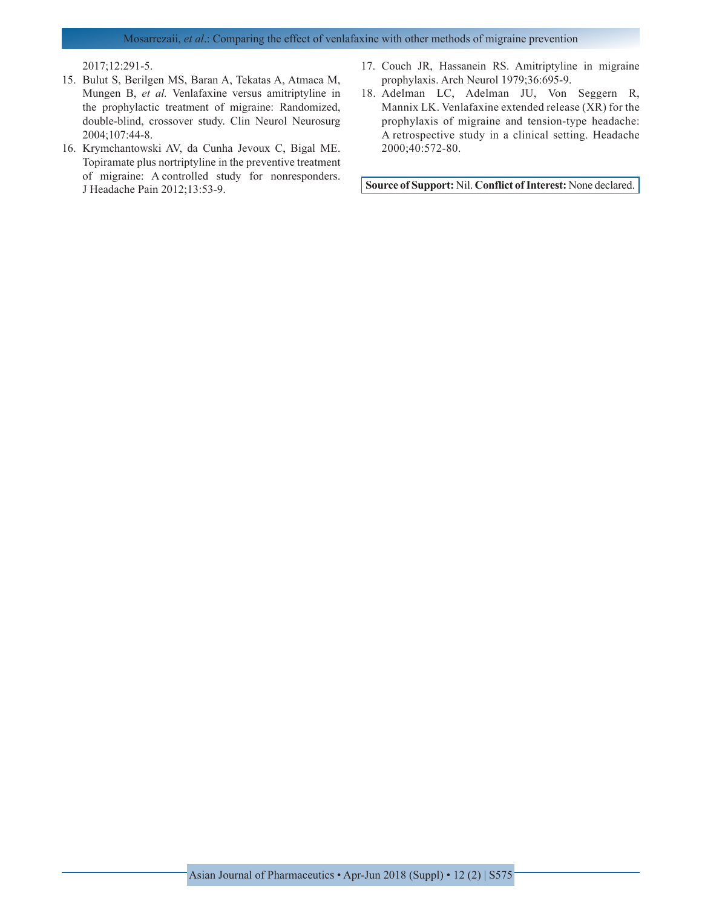2017;12:291-5.

15. Bulut S, Berilgen MS, Baran A, Tekatas A, Atmaca M, Mungen B, *et al.* Venlafaxine versus amitriptyline in the prophylactic treatment of migraine: Randomized, double-blind, crossover study. Clin Neurol Neurosurg 2004;107:44-8.
16. Krymchantowski AV, da Cunha Jevoux C, Bigal ME. Topiramate plus nortriptyline in the preventive treatment of migraine: A controlled study for nonresponders. J Headache Pain 2012;13:53-9.
17. Couch JR, Hassanein RS. Amitriptyline in migraine prophylaxis. Arch Neurol 1979;36:695-9.
18. Adelman LC, Adelman JU, Von Seggern R, Mannix LK. Venlafaxine extended release (XR) for the prophylaxis of migraine and tension-type headache: A retrospective study in a clinical setting. Headache 2000;40:572-80.

**Source of Support:** Nil. **Conflict of Interest:** None declared.